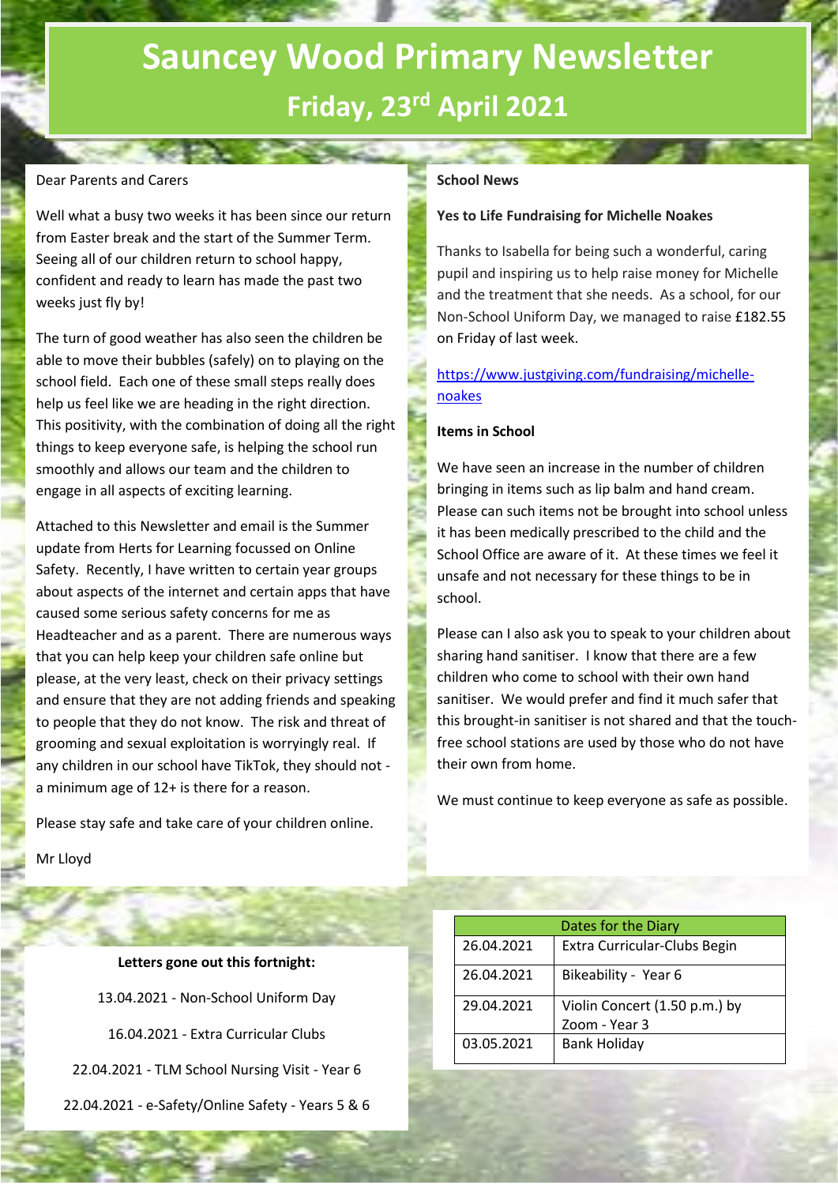# Sauncey Wood Primary Newsletter

## Friday, 23rd April 2021

Dear Parents and Carers

Well what a busy two weeks it has been since our return from Easter break and the start of the Summer Term. Seeing all of our children return to school happy, confident and ready to learn has made the past two weeks just fly by!

The turn of good weather has also seen the children be able to move their bubbles (safely) on to playing on the school field. Each one of these small steps really does help us feel like we are heading in the right direction. This positivity, with the combination of doing all the right things to keep everyone safe, is helping the school run smoothly and allows our team and the children to engage in all aspects of exciting learning.

Attached to this Newsletter and email is the Summer update from Herts for Learning focussed on Online Safety. Recently, I have written to certain year groups about aspects of the internet and certain apps that have caused some serious safety concerns for me as Headteacher and as a parent. There are numerous ways that you can help keep your children safe online but please, at the very least, check on their privacy settings and ensure that they are not adding friends and speaking to people that they do not know. The risk and threat of grooming and sexual exploitation is worryingly real. If any children in our school have TikTok, they should not - a minimum age of 12+ is there for a reason.

Please stay safe and take care of your children online.

Mr Lloyd

**Letters gone out this fortnight:**

13.04.2021 - Non-School Uniform Day

16.04.2021 - Extra Curricular Clubs

22.04.2021 - TLM School Nursing Visit - Year 6

22.04.2021 - e-Safety/Online Safety - Years 5 & 6

**School News**

**Yes to Life Fundraising for Michelle Noakes**

Thanks to Isabella for being such a wonderful, caring pupil and inspiring us to help raise money for Michelle and the treatment that she needs. As a school, for our Non-School Uniform Day, we managed to raise £182.55 on Friday of last week.

https://www.justgiving.com/fundraising/michelle-noakes

**Items in School**

We have seen an increase in the number of children bringing in items such as lip balm and hand cream. Please can such items not be brought into school unless it has been medically prescribed to the child and the School Office are aware of it. At these times we feel it unsafe and not necessary for these things to be in school.

Please can I also ask you to speak to your children about sharing hand sanitiser. I know that there are a few children who come to school with their own hand sanitiser. We would prefer and find it much safer that this brought-in sanitiser is not shared and that the touch-free school stations are used by those who do not have their own from home.

We must continue to keep everyone as safe as possible.

| Dates for the Diary | |
|---|---|
| 26.04.2021 | Extra Curricular-Clubs Begin |
| 26.04.2021 | Bikeability - Year 6 |
| 29.04.2021 | Violin Concert (1.50 p.m.) by Zoom - Year 3 |
| 03.05.2021 | Bank Holiday |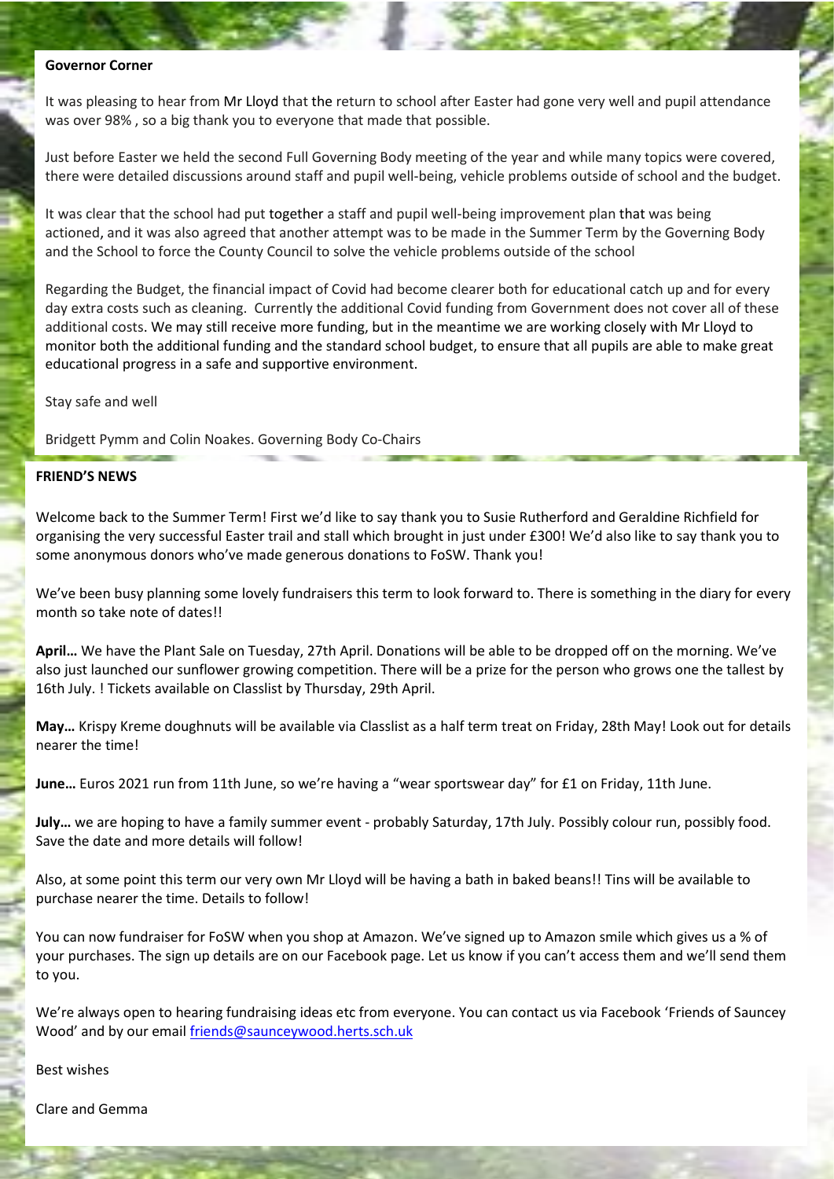## Governor Corner

It was pleasing to hear from Mr Lloyd that the return to school after Easter had gone very well and pupil attendance was over 98% , so a big thank you to everyone that made that possible.

Just before Easter we held the second Full Governing Body meeting of the year and while many topics were covered, there were detailed discussions around staff and pupil well-being, vehicle problems outside of school and the budget.

It was clear that the school had put together a staff and pupil well-being improvement plan that was being actioned, and it was also agreed that another attempt was to be made in the Summer Term by the Governing Body and the School to force the County Council to solve the vehicle problems outside of the school

Regarding the Budget, the financial impact of Covid had become clearer both for educational catch up and for every day extra costs such as cleaning. Currently the additional Covid funding from Government does not cover all of these additional costs. We may still receive more funding, but in the meantime we are working closely with Mr Lloyd to monitor both the additional funding and the standard school budget, to ensure that all pupils are able to make great educational progress in a safe and supportive environment.

Stay safe and well

Bridgett Pymm and Colin Noakes. Governing Body Co-Chairs

## FRIEND'S NEWS

Welcome back to the Summer Term! First we'd like to say thank you to Susie Rutherford and Geraldine Richfield for organising the very successful Easter trail and stall which brought in just under £300! We'd also like to say thank you to some anonymous donors who've made generous donations to FoSW. Thank you!

We've been busy planning some lovely fundraisers this term to look forward to. There is something in the diary for every month so take note of dates!!

**April…** We have the Plant Sale on Tuesday, 27th April. Donations will be able to be dropped off on the morning. We've also just launched our sunflower growing competition. There will be a prize for the person who grows one the tallest by 16th July. ! Tickets available on Classlist by Thursday, 29th April.

**May…** Krispy Kreme doughnuts will be available via Classlist as a half term treat on Friday, 28th May! Look out for details nearer the time!

**June…** Euros 2021 run from 11th June, so we're having a "wear sportswear day" for £1 on Friday, 11th June.

**July…** we are hoping to have a family summer event - probably Saturday, 17th July. Possibly colour run, possibly food. Save the date and more details will follow!

Also, at some point this term our very own Mr Lloyd will be having a bath in baked beans!! Tins will be available to purchase nearer the time. Details to follow!

You can now fundraiser for FoSW when you shop at Amazon. We've signed up to Amazon smile which gives us a % of your purchases. The sign up details are on our Facebook page. Let us know if you can't access them and we'll send them to you.

We're always open to hearing fundraising ideas etc from everyone. You can contact us via Facebook 'Friends of Sauncey Wood' and by our email [friends@saunceywood.herts.sch.uk](mailto:friends@saunceywood.herts.sch.uk)

Best wishes

Clare and Gemma